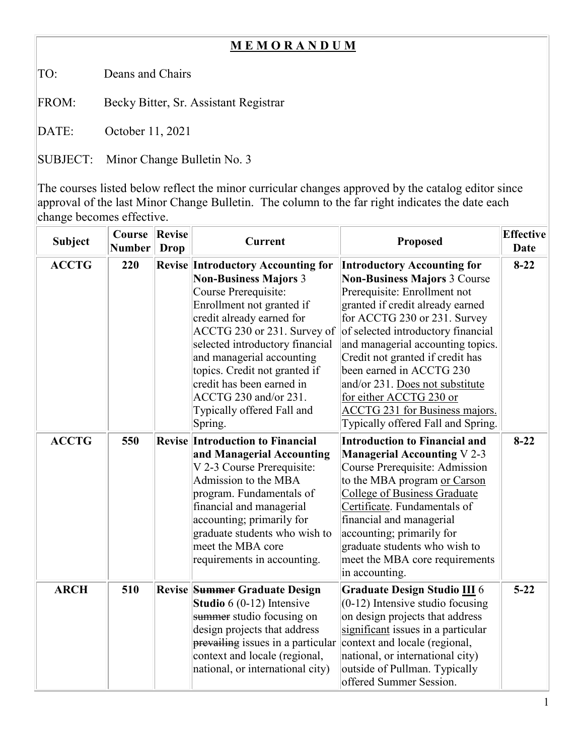# **M E M O R A N D U M**

TO: Deans and Chairs

FROM: Becky Bitter, Sr. Assistant Registrar

DATE: October 11, 2021

SUBJECT: Minor Change Bulletin No. 3

The courses listed below reflect the minor curricular changes approved by the catalog editor since approval of the last Minor Change Bulletin. The column to the far right indicates the date each change becomes effective.

| Subject | Course Number | Revise Drop | Current | Proposed | Effective Date |
|---|---|---|---|---|---|
| **ACCTG** | **220** | **Revise** | **Introductory Accounting for Non-Business Majors** 3 Course Prerequisite: Enrollment not granted if credit already earned for ACCTG 230 or 231. Survey of selected introductory financial and managerial accounting topics. Credit not granted if credit has been earned in ACCTG 230 and/or 231. Typically offered Fall and Spring. | **Introductory Accounting for Non-Business Majors** 3 Course Prerequisite: Enrollment not granted if credit already earned for ACCTG 230 or 231. Survey of selected introductory financial and managerial accounting topics. Credit not granted if credit has been earned in ACCTG 230 and/or 231. <u>Does not substitute for either ACCTG 230 or ACCTG 231 for Business majors.</u> Typically offered Fall and Spring. | **8-22** |
| **ACCTG** | **550** | **Revise** | **Introduction to Financial and Managerial Accounting** V 2-3 Course Prerequisite: Admission to the MBA program. Fundamentals of financial and managerial accounting; primarily for graduate students who wish to meet the MBA core requirements in accounting. | **Introduction to Financial and Managerial Accounting** V 2-3 Course Prerequisite: Admission to the MBA program <u>or Carson College of Business Graduate Certificate</u>. Fundamentals of financial and managerial accounting; primarily for graduate students who wish to meet the MBA core requirements in accounting. | **8-22** |
| **ARCH** | **510** | **Revise** | ~~**Summer**~~ **Graduate Design Studio** 6 (0-12) Intensive ~~summer~~ studio focusing on design projects that address ~~prevailing~~ issues in a particular context and locale (regional, national, or international city) | **Graduate Design Studio <u>III</u>** 6 (0-12) Intensive studio focusing on design projects that address <u>significant</u> issues in a particular context and locale (regional, national, or international city) outside of Pullman. Typically offered Summer Session. | **5-22** |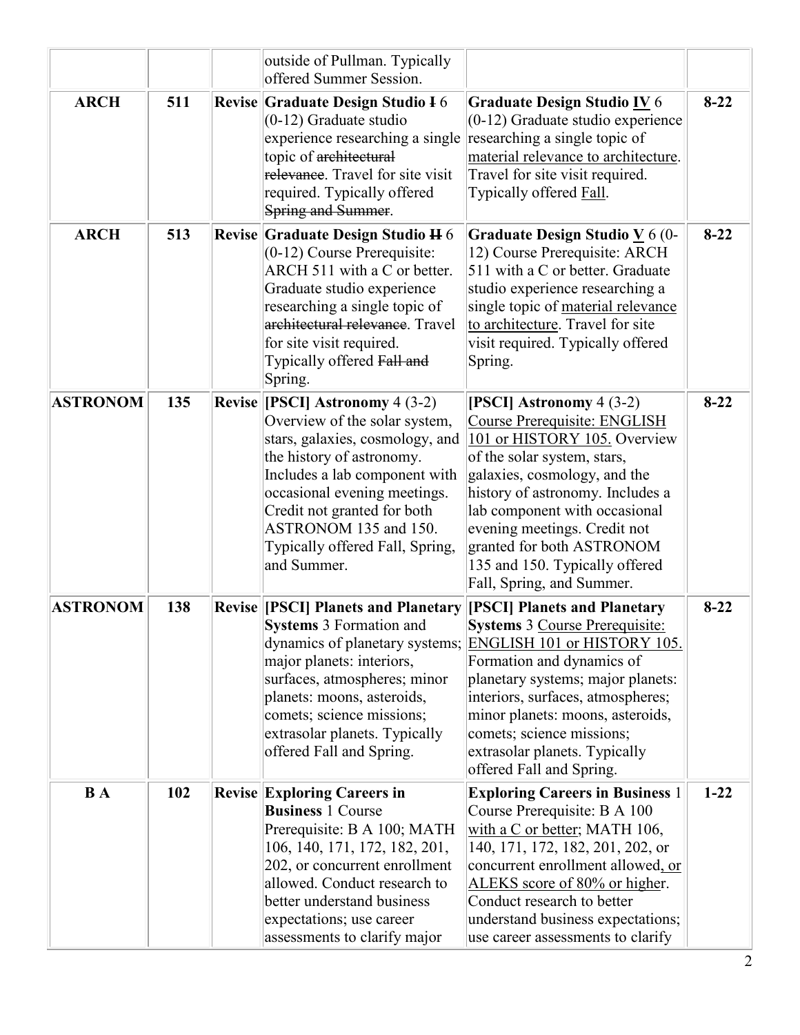| | | | outside of Pullman. Typically offered Summer Session. | | |
|---|---|---|---|---|---|
| **ARCH** | **511** | **Revise** | **Graduate Design Studio ~~I~~** 6 (0-12) Graduate studio experience researching a single topic of ~~architectural relevance~~. Travel for site visit required. Typically offered ~~Spring and Summer~~. | **Graduate Design Studio IV** 6 (0-12) Graduate studio experience researching a single topic of material relevance to architecture. Travel for site visit required. Typically offered Fall. | **8-22** |
| **ARCH** | **513** | **Revise** | **Graduate Design Studio ~~II~~** 6 (0-12) Course Prerequisite: ARCH 511 with a C or better. Graduate studio experience researching a single topic of ~~architectural relevance~~. Travel for site visit required. Typically offered ~~Fall and~~ Spring. | **Graduate Design Studio V** 6 (0-12) Course Prerequisite: ARCH 511 with a C or better. Graduate studio experience researching a single topic of material relevance to architecture. Travel for site visit required. Typically offered Spring. | **8-22** |
| **ASTRONOM** | **135** | **Revise** | **[PSCI] Astronomy** 4 (3-2) Overview of the solar system, stars, galaxies, cosmology, and the history of astronomy. Includes a lab component with occasional evening meetings. Credit not granted for both ASTRONOM 135 and 150. Typically offered Fall, Spring, and Summer. | **[PSCI] Astronomy** 4 (3-2) Course Prerequisite: ENGLISH 101 or HISTORY 105. Overview of the solar system, stars, galaxies, cosmology, and the history of astronomy. Includes a lab component with occasional evening meetings. Credit not granted for both ASTRONOM 135 and 150. Typically offered Fall, Spring, and Summer. | **8-22** |
| **ASTRONOM** | **138** | **Revise** | **[PSCI] Planets and Planetary Systems** 3 Formation and dynamics of planetary systems; major planets: interiors, surfaces, atmospheres; minor planets: moons, asteroids, comets; science missions; extrasolar planets. Typically offered Fall and Spring. | **[PSCI] Planets and Planetary Systems** 3 Course Prerequisite: ENGLISH 101 or HISTORY 105. Formation and dynamics of planetary systems; major planets: interiors, surfaces, atmospheres; minor planets: moons, asteroids, comets; science missions; extrasolar planets. Typically offered Fall and Spring. | **8-22** |
| **B A** | **102** | **Revise** | **Exploring Careers in Business** 1 Course Prerequisite: B A 100; MATH 106, 140, 171, 172, 182, 201, 202, or concurrent enrollment allowed. Conduct research to better understand business expectations; use career assessments to clarify major | **Exploring Careers in Business** 1 Course Prerequisite: B A 100 with a C or better; MATH 106, 140, 171, 172, 182, 201, 202, or concurrent enrollment allowed, or ALEKS score of 80% or higher. Conduct research to better understand business expectations; use career assessments to clarify | **1-22** |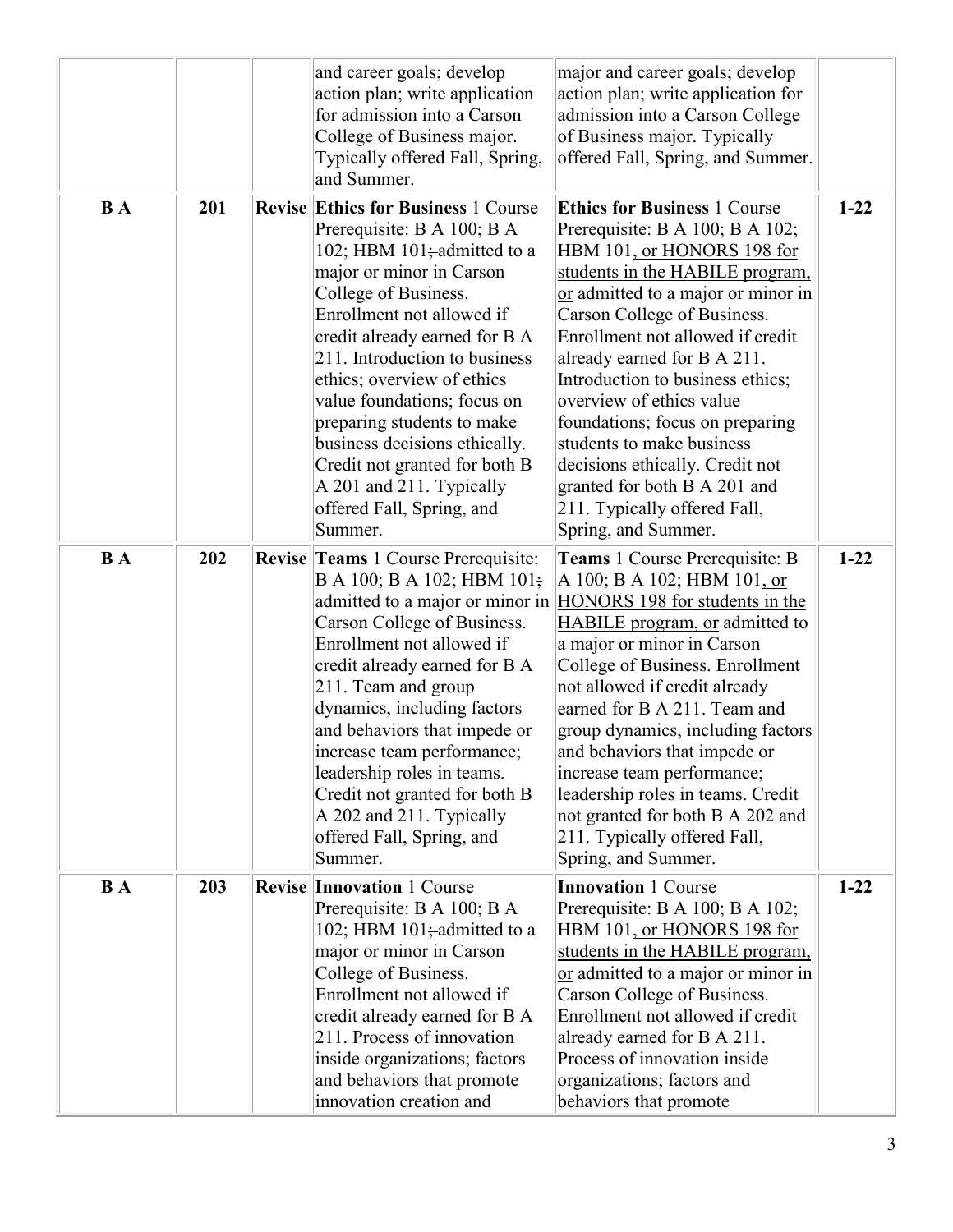| | | | | | |
|---|---|---|---|---|---|
| | | | and career goals; develop action plan; write application for admission into a Carson College of Business major. Typically offered Fall, Spring, and Summer. | major and career goals; develop action plan; write application for admission into a Carson College of Business major. Typically offered Fall, Spring, and Summer. | |
| **B A** | **201** | **Revise** | **Ethics for Business** 1 Course Prerequisite: B A 100; B A 102; HBM 101; ~~admitted to a major or minor in Carson College of Business.~~ Enrollment not allowed if credit already earned for B A 211. Introduction to business ethics; overview of ethics value foundations; focus on preparing students to make business decisions ethically. Credit not granted for both B A 201 and 211. Typically offered Fall, Spring, and Summer. | **Ethics for Business** 1 Course Prerequisite: B A 100; B A 102; HBM 101, or HONORS 198 for students in the HABILE program, or admitted to a major or minor in Carson College of Business. Enrollment not allowed if credit already earned for B A 211. Introduction to business ethics; overview of ethics value foundations; focus on preparing students to make business decisions ethically. Credit not granted for both B A 201 and 211. Typically offered Fall, Spring, and Summer. | **1-22** |
| **B A** | **202** | **Revise** | **Teams** 1 Course Prerequisite: B A 100; B A 102; HBM 101; admitted to a major or minor in Carson College of Business. Enrollment not allowed if credit already earned for B A 211. Team and group dynamics, including factors and behaviors that impede or increase team performance; leadership roles in teams. Credit not granted for both B A 202 and 211. Typically offered Fall, Spring, and Summer. | **Teams** 1 Course Prerequisite: B A 100; B A 102; HBM 101, or HONORS 198 for students in the HABILE program, or admitted to a major or minor in Carson College of Business. Enrollment not allowed if credit already earned for B A 211. Team and group dynamics, including factors and behaviors that impede or increase team performance; leadership roles in teams. Credit not granted for both B A 202 and 211. Typically offered Fall, Spring, and Summer. | **1-22** |
| **B A** | **203** | **Revise** | **Innovation** 1 Course Prerequisite: B A 100; B A 102; HBM 101; ~~admitted to a major or minor in Carson College of Business.~~ Enrollment not allowed if credit already earned for B A 211. Process of innovation inside organizations; factors and behaviors that promote innovation creation and | **Innovation** 1 Course Prerequisite: B A 100; B A 102; HBM 101, or HONORS 198 for students in the HABILE program, or admitted to a major or minor in Carson College of Business. Enrollment not allowed if credit already earned for B A 211. Process of innovation inside organizations; factors and behaviors that promote | **1-22** |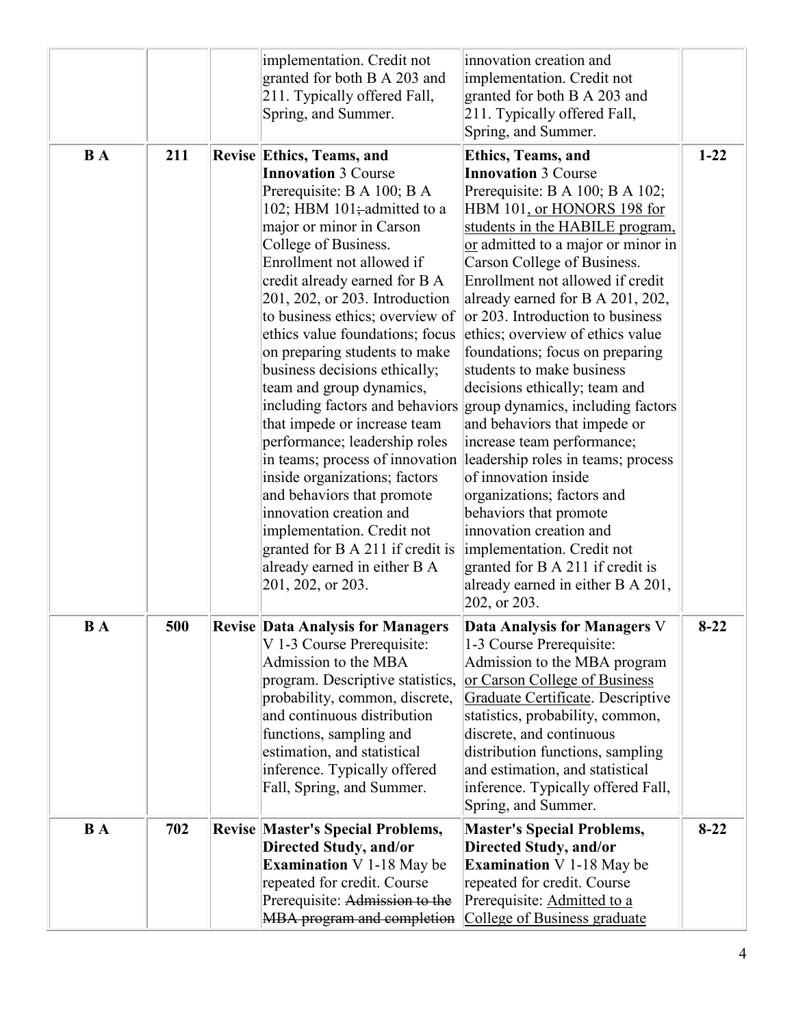| | | | implementation. Credit not granted for both B A 203 and 211. Typically offered Fall, Spring, and Summer. | innovation creation and implementation. Credit not granted for both B A 203 and 211. Typically offered Fall, Spring, and Summer. | |
|---|---|---|---|---|---|
| **B A** | **211** | **Revise** | **Ethics, Teams, and Innovation** 3 Course Prerequisite: B A 100; B A 102; HBM 101; ~~admitted~~ admitted to a major or minor in Carson College of Business. Enrollment not allowed if credit already earned for B A 201, 202, or 203. Introduction to business ethics; overview of ethics value foundations; focus on preparing students to make business decisions ethically; team and group dynamics, including factors and behaviors that impede or increase team performance; leadership roles in teams; process of innovation inside organizations; factors and behaviors that promote innovation creation and implementation. Credit not granted for B A 211 if credit is already earned in either B A 201, 202, or 203. | **Ethics, Teams, and Innovation** 3 Course Prerequisite: B A 100; B A 102; HBM 101, or HONORS 198 for students in the HABILE program, or admitted to a major or minor in Carson College of Business. Enrollment not allowed if credit already earned for B A 201, 202, or 203. Introduction to business ethics; overview of ethics value foundations; focus on preparing students to make business decisions ethically; team and group dynamics, including factors and behaviors that impede or increase team performance; leadership roles in teams; process of innovation inside organizations; factors and behaviors that promote innovation creation and implementation. Credit not granted for B A 211 if credit is already earned in either B A 201, 202, or 203. | **1-22** |
| **B A** | **500** | **Revise** | **Data Analysis for Managers** V 1-3 Course Prerequisite: Admission to the MBA program. Descriptive statistics, probability, common, discrete, and continuous distribution functions, sampling and estimation, and statistical inference. Typically offered Fall, Spring, and Summer. | **Data Analysis for Managers** V 1-3 Course Prerequisite: Admission to the MBA program or Carson College of Business Graduate Certificate. Descriptive statistics, probability, common, discrete, and continuous distribution functions, sampling and estimation, and statistical inference. Typically offered Fall, Spring, and Summer. | **8-22** |
| **B A** | **702** | **Revise** | **Master's Special Problems, Directed Study, and/or Examination** V 1-18 May be repeated for credit. Course Prerequisite: ~~Admission to the MBA program and completion~~ | **Master's Special Problems, Directed Study, and/or Examination** V 1-18 May be repeated for credit. Course Prerequisite: Admitted to a College of Business graduate | **8-22** |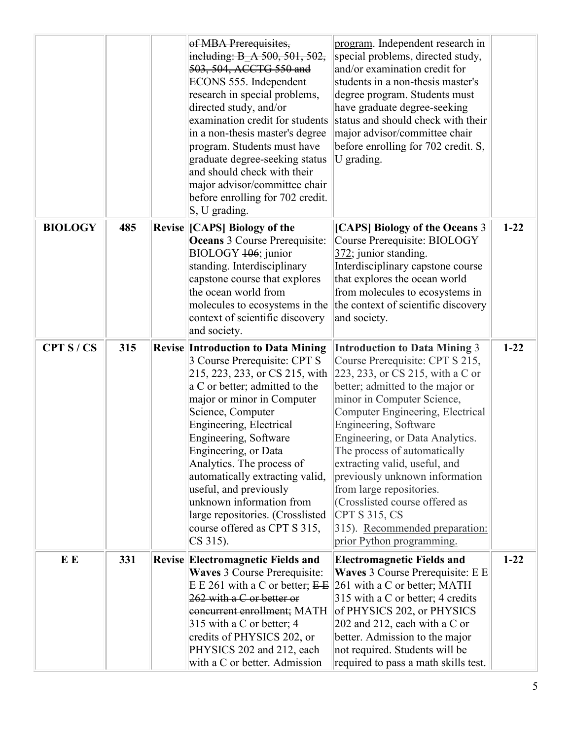| | | | ~~of MBA Prerequisites, including: B_A 500, 501, 502, 503, 504, ACCTG 550 and ECONS 555~~. Independent research in special problems, directed study, and/or examination credit for students in a non-thesis master's degree program. Students must have graduate degree-seeking status and should check with their major advisor/committee chair before enrolling for 702 credit. S, U grading. | <u>program</u>. Independent research in special problems, directed study, and/or examination credit for students in a non-thesis master's degree program. Students must have graduate degree-seeking status and should check with their major advisor/committee chair before enrolling for 702 credit. S, U grading. | |
|---|---|---|---|---|---|
| **BIOLOGY** | **485** | **Revise** | **[CAPS] Biology of the Oceans** 3 Course Prerequisite: BIOLOGY ~~106~~; junior standing. Interdisciplinary capstone course that explores the ocean world from molecules to ecosystems in the context of scientific discovery and society. | **[CAPS] Biology of the Oceans** 3 Course Prerequisite: BIOLOGY <u>372</u>; junior standing. Interdisciplinary capstone course that explores the ocean world from molecules to ecosystems in the context of scientific discovery and society. | **1-22** |
| **CPT S / CS** | **315** | **Revise** | **Introduction to Data Mining** 3 Course Prerequisite: CPT S 215, 223, 233, or CS 215, with a C or better; admitted to the major or minor in Computer Science, Computer Engineering, Electrical Engineering, Software Engineering, or Data Analytics. The process of automatically extracting valid, useful, and previously unknown information from large repositories. (Crosslisted course offered as CPT S 315, CS 315). | **Introduction to Data Mining** 3 Course Prerequisite: CPT S 215, 223, 233, or CS 215, with a C or better; admitted to the major or minor in Computer Science, Computer Engineering, Electrical Engineering, Software Engineering, or Data Analytics. The process of automatically extracting valid, useful, and previously unknown information from large repositories. (Crosslisted course offered as CPT S 315, CS 315). <u>Recommended preparation: prior Python programming.</u> | **1-22** |
| **E E** | **331** | **Revise** | **Electromagnetic Fields and Waves** 3 Course Prerequisite: E E 261 with a C or better; ~~E E 262 with a C or better or concurrent enrollment;~~ MATH 315 with a C or better; 4 credits of PHYSICS 202, or PHYSICS 202 and 212, each with a C or better. Admission | **Electromagnetic Fields and Waves** 3 Course Prerequisite: E E 261 with a C or better; MATH 315 with a C or better; 4 credits of PHYSICS 202, or PHYSICS 202 and 212, each with a C or better. Admission to the major not required. Students will be required to pass a math skills test. | **1-22** |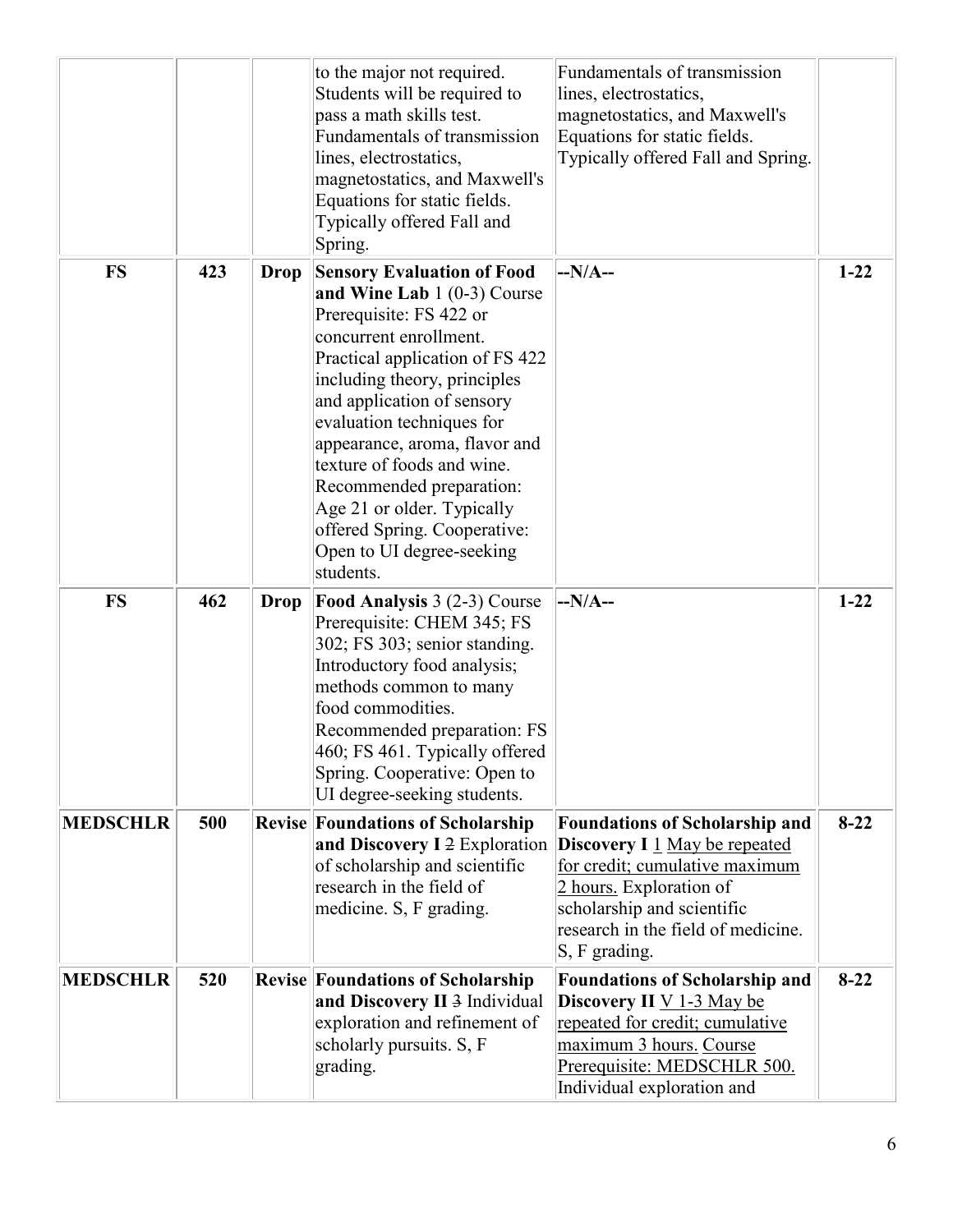| | | | | | |
|---|---|---|---|---|---|
| | | | to the major not required. Students will be required to pass a math skills test. Fundamentals of transmission lines, electrostatics, magnetostatics, and Maxwell's Equations for static fields. Typically offered Fall and Spring. | Fundamentals of transmission lines, electrostatics, magnetostatics, and Maxwell's Equations for static fields. Typically offered Fall and Spring. | |
| **FS** | **423** | **Drop** | **Sensory Evaluation of Food and Wine Lab** 1 (0-3) Course Prerequisite: FS 422 or concurrent enrollment. Practical application of FS 422 including theory, principles and application of sensory evaluation techniques for appearance, aroma, flavor and texture of foods and wine. Recommended preparation: Age 21 or older. Typically offered Spring. Cooperative: Open to UI degree-seeking students. | **--N/A--** | **1-22** |
| **FS** | **462** | **Drop** | **Food Analysis** 3 (2-3) Course Prerequisite: CHEM 345; FS 302; FS 303; senior standing. Introductory food analysis; methods common to many food commodities. Recommended preparation: FS 460; FS 461. Typically offered Spring. Cooperative: Open to UI degree-seeking students. | **--N/A--** | **1-22** |
| **MEDSCHLR** | **500** | **Revise** | **Foundations of Scholarship and Discovery I** ~~2~~ Exploration of scholarship and scientific research in the field of medicine. S, F grading. | **Foundations of Scholarship and Discovery I** 1 May be repeated for credit; cumulative maximum 2 hours. Exploration of scholarship and scientific research in the field of medicine. S, F grading. | **8-22** |
| **MEDSCHLR** | **520** | **Revise** | **Foundations of Scholarship and Discovery II** ~~3~~ Individual exploration and refinement of scholarly pursuits. S, F grading. | **Foundations of Scholarship and Discovery II** V 1-3 May be repeated for credit; cumulative maximum 3 hours. Course Prerequisite: MEDSCHLR 500. Individual exploration and | **8-22** |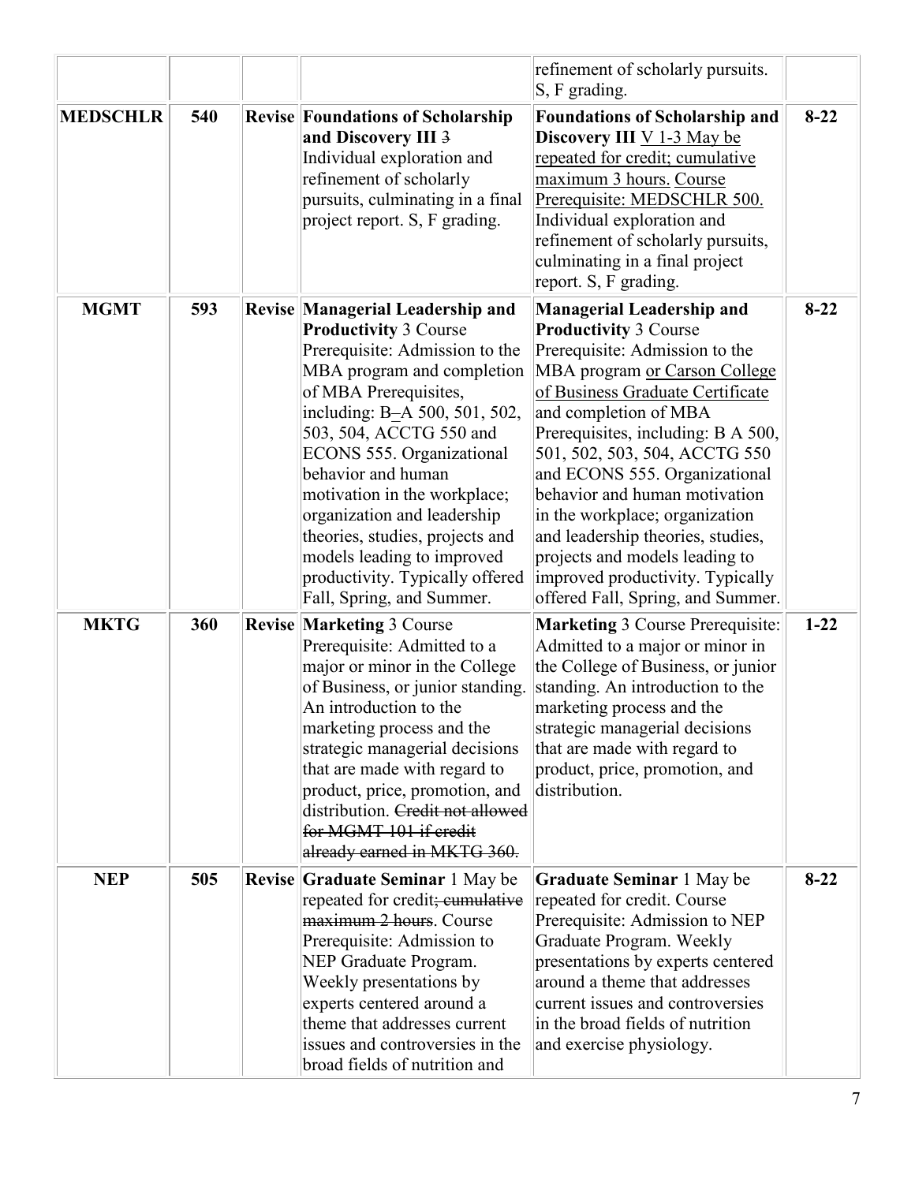| | | | | refinement of scholarly pursuits. S, F grading. | |
|---|---|---|---|---|---|
| **MEDSCHLR** | **540** | **Revise** | **Foundations of Scholarship and Discovery III** ~~3~~ Individual exploration and refinement of scholarly pursuits, culminating in a final project report. S, F grading. | **Foundations of Scholarship and Discovery III** <u>V 1-3 May be repeated for credit; cumulative maximum 3 hours.</u> <u>Course Prerequisite: MEDSCHLR 500.</u> Individual exploration and refinement of scholarly pursuits, culminating in a final project report. S, F grading. | **8-22** |
| **MGMT** | **593** | **Revise** | **Managerial Leadership and Productivity** 3 Course Prerequisite: Admission to the MBA program and completion of MBA Prerequisites, including: B–A 500, 501, 502, 503, 504, ACCTG 550 and ECONS 555. Organizational behavior and human motivation in the workplace; organization and leadership theories, studies, projects and models leading to improved productivity. Typically offered Fall, Spring, and Summer. | **Managerial Leadership and Productivity** 3 Course Prerequisite: Admission to the MBA program <u>or Carson College of Business Graduate Certificate</u> and completion of MBA Prerequisites, including: B A 500, 501, 502, 503, 504, ACCTG 550 and ECONS 555. Organizational behavior and human motivation in the workplace; organization and leadership theories, studies, projects and models leading to improved productivity. Typically offered Fall, Spring, and Summer. | **8-22** |
| **MKTG** | **360** | **Revise** | **Marketing** 3 Course Prerequisite: Admitted to a major or minor in the College of Business, or junior standing. An introduction to the marketing process and the strategic managerial decisions that are made with regard to product, price, promotion, and distribution. ~~Credit not allowed for MGMT 101 if credit already earned in MKTG 360.~~ | **Marketing** 3 Course Prerequisite: Admitted to a major or minor in the College of Business, or junior standing. An introduction to the marketing process and the strategic managerial decisions that are made with regard to product, price, promotion, and distribution. | **1-22** |
| **NEP** | **505** | **Revise** | **Graduate Seminar** 1 May be repeated for credit~~; cumulative maximum 2 hours~~. Course Prerequisite: Admission to NEP Graduate Program. Weekly presentations by experts centered around a theme that addresses current issues and controversies in the broad fields of nutrition and | **Graduate Seminar** 1 May be repeated for credit. Course Prerequisite: Admission to NEP Graduate Program. Weekly presentations by experts centered around a theme that addresses current issues and controversies in the broad fields of nutrition and exercise physiology. | **8-22** |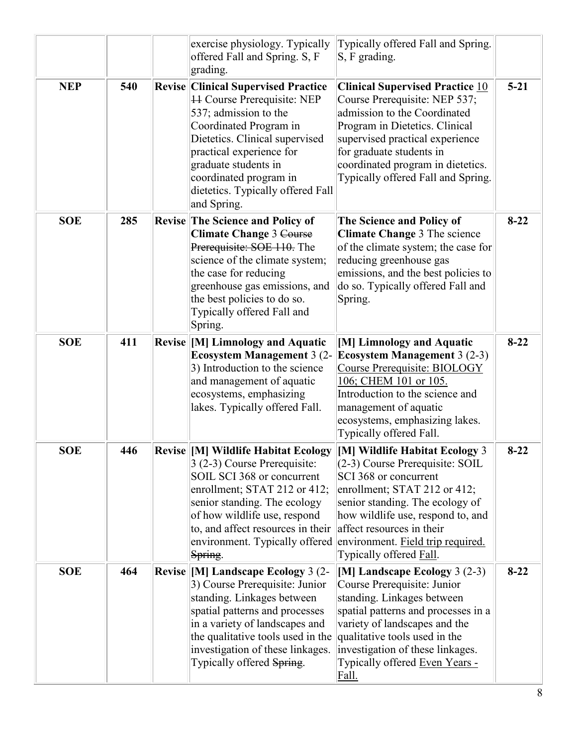|  |  |  | exercise physiology. Typically offered Fall and Spring. S, F grading. | Typically offered Fall and Spring. S, F grading. |  |
|---|---|---|---|---|---|
| **NEP** | **540** | **Revise** | **Clinical Supervised Practice** ~~11~~ Course Prerequisite: NEP 537; admission to the Coordinated Program in Dietetics. Clinical supervised practical experience for graduate students in coordinated program in dietetics. Typically offered Fall and Spring. | **Clinical Supervised Practice** <u>10</u> Course Prerequisite: NEP 537; admission to the Coordinated Program in Dietetics. Clinical supervised practical experience for graduate students in coordinated program in dietetics. Typically offered Fall and Spring. | **5-21** |
| **SOE** | **285** | **Revise** | **The Science and Policy of Climate Change** 3 ~~Course Prerequisite: SOE 110.~~ The science of the climate system; the case for reducing greenhouse gas emissions, and the best policies to do so. Typically offered Fall and Spring. | **The Science and Policy of Climate Change** 3 The science of the climate system; the case for reducing greenhouse gas emissions, and the best policies to do so. Typically offered Fall and Spring. | **8-22** |
| **SOE** | **411** | **Revise** | **[M] Limnology and Aquatic Ecosystem Management** 3 (2-3) Introduction to the science and management of aquatic ecosystems, emphasizing lakes. Typically offered Fall. | **[M] Limnology and Aquatic Ecosystem Management** 3 (2-3) <u>Course Prerequisite: BIOLOGY 106; CHEM 101 or 105.</u> Introduction to the science and management of aquatic ecosystems, emphasizing lakes. Typically offered Fall. | **8-22** |
| **SOE** | **446** | **Revise** | **[M] Wildlife Habitat Ecology** 3 (2-3) Course Prerequisite: SOIL SCI 368 or concurrent enrollment; STAT 212 or 412; senior standing. The ecology of how wildlife use, respond to, and affect resources in their environment. Typically offered ~~Spring~~. | **[M] Wildlife Habitat Ecology** 3 (2-3) Course Prerequisite: SOIL SCI 368 or concurrent enrollment; STAT 212 or 412; senior standing. The ecology of how wildlife use, respond to, and affect resources in their environment. <u>Field trip required.</u> Typically offered <u>Fall</u>. | **8-22** |
| **SOE** | **464** | **Revise** | **[M] Landscape Ecology** 3 (2-3) Course Prerequisite: Junior standing. Linkages between spatial patterns and processes in a variety of landscapes and the qualitative tools used in the investigation of these linkages. Typically offered ~~Spring~~. | **[M] Landscape Ecology** 3 (2-3) Course Prerequisite: Junior standing. Linkages between spatial patterns and processes in a variety of landscapes and the qualitative tools used in the investigation of these linkages. Typically offered <u>Even Years - Fall.</u> | **8-22** |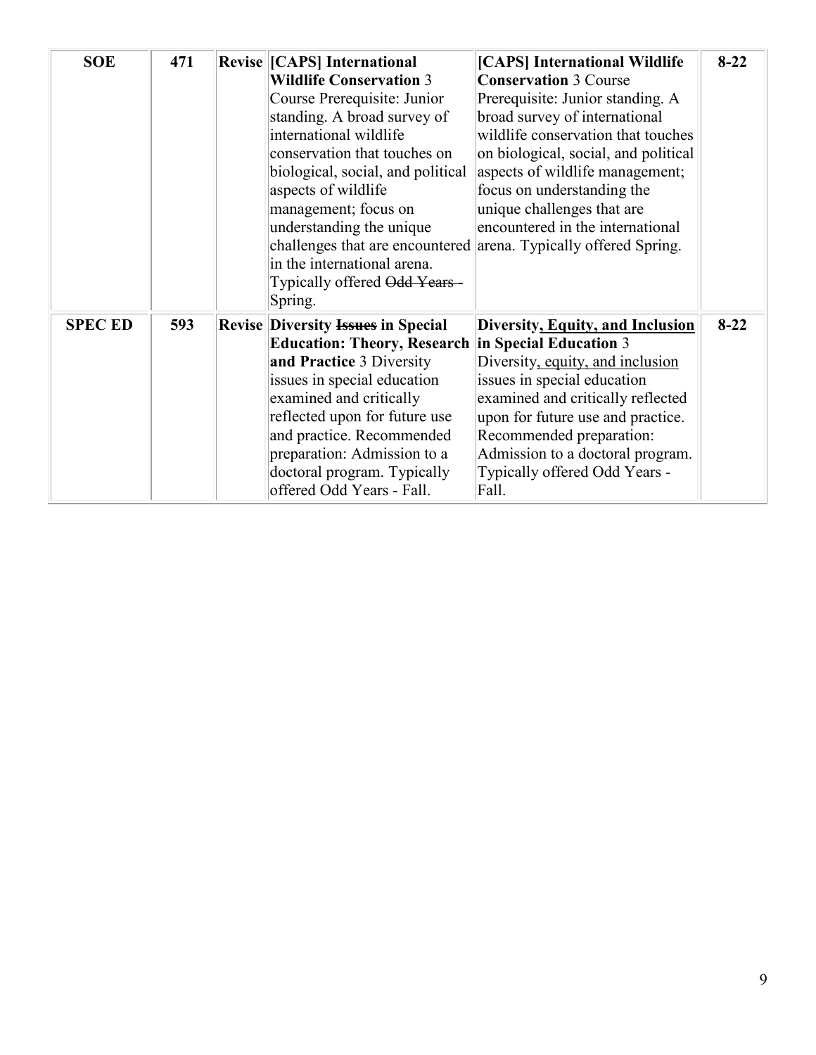| | | | | | |
|---|---|---|---|---|---|
| **SOE** | **471** | **Revise** | **[CAPS] International Wildlife Conservation** 3 Course Prerequisite: Junior standing. A broad survey of international wildlife conservation that touches on biological, social, and political aspects of wildlife management; focus on understanding the unique challenges that are encountered in the international arena. Typically offered ~~Odd Years -~~ Spring. | **[CAPS] International Wildlife Conservation** 3 Course Prerequisite: Junior standing. A broad survey of international wildlife conservation that touches on biological, social, and political aspects of wildlife management; focus on understanding the unique challenges that are encountered in the international arena. Typically offered Spring. | **8-22** |
| **SPEC ED** | **593** | **Revise** | **Diversity ~~Issues~~ in Special Education: Theory, Research and Practice** 3 Diversity issues in special education examined and critically reflected upon for future use and practice. Recommended preparation: Admission to a doctoral program. Typically offered Odd Years - Fall. | **Diversity, Equity, and Inclusion in Special Education** 3 Diversity, equity, and inclusion issues in special education examined and critically reflected upon for future use and practice. Recommended preparation: Admission to a doctoral program. Typically offered Odd Years - Fall. | **8-22** |